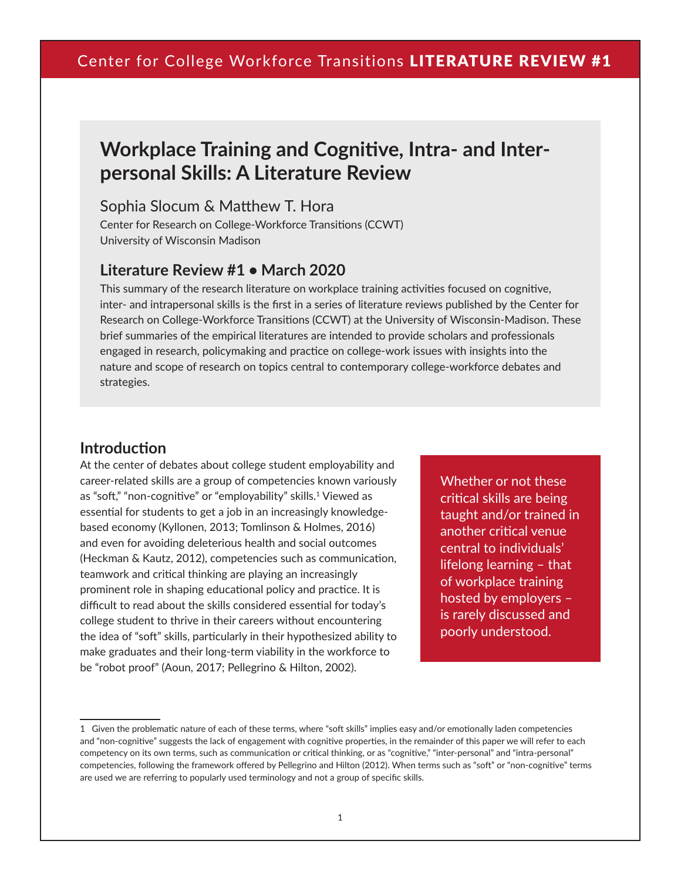Center for College Workforce Transitions **LITERATURE REVIEW #1**

# Workplace Training and Cognitive, Intra- and Inter-personal Skills: A Literature Review

Sophia Slocum & Matthew T. Hora

Center for Research on College-Workforce Transitions (CCWT)
University of Wisconsin Madison

## Literature Review #1 • March 2020

This summary of the research literature on workplace training activities focused on cognitive, inter- and intrapersonal skills is the first in a series of literature reviews published by the Center for Research on College-Workforce Transitions (CCWT) at the University of Wisconsin-Madison. These brief summaries of the empirical literatures are intended to provide scholars and professionals engaged in research, policymaking and practice on college-work issues with insights into the nature and scope of research on topics central to contemporary college-workforce debates and strategies.

## Introduction

At the center of debates about college student employability and career-related skills are a group of competencies known variously as "soft," "non-cognitive" or "employability" skills.[1] Viewed as essential for students to get a job in an increasingly knowledge-based economy (Kyllonen, 2013; Tomlinson & Holmes, 2016) and even for avoiding deleterious health and social outcomes (Heckman & Kautz, 2012), competencies such as communication, teamwork and critical thinking are playing an increasingly prominent role in shaping educational policy and practice. It is difficult to read about the skills considered essential for today's college student to thrive in their careers without encountering the idea of "soft" skills, particularly in their hypothesized ability to make graduates and their long-term viability in the workforce to be "robot proof" (Aoun, 2017; Pellegrino & Hilton, 2002).

> Whether or not these critical skills are being taught and/or trained in another critical venue central to individuals' lifelong learning – that of workplace training hosted by employers – is rarely discussed and poorly understood.

---

1 Given the problematic nature of each of these terms, where "soft skills" implies easy and/or emotionally laden competencies and "non-cognitive" suggests the lack of engagement with cognitive properties, in the remainder of this paper we will refer to each competency on its own terms, such as communication or critical thinking, or as "cognitive," "inter-personal" and "intra-personal" competencies, following the framework offered by Pellegrino and Hilton (2012). When terms such as "soft" or "non-cognitive" terms are used we are referring to popularly used terminology and not a group of specific skills.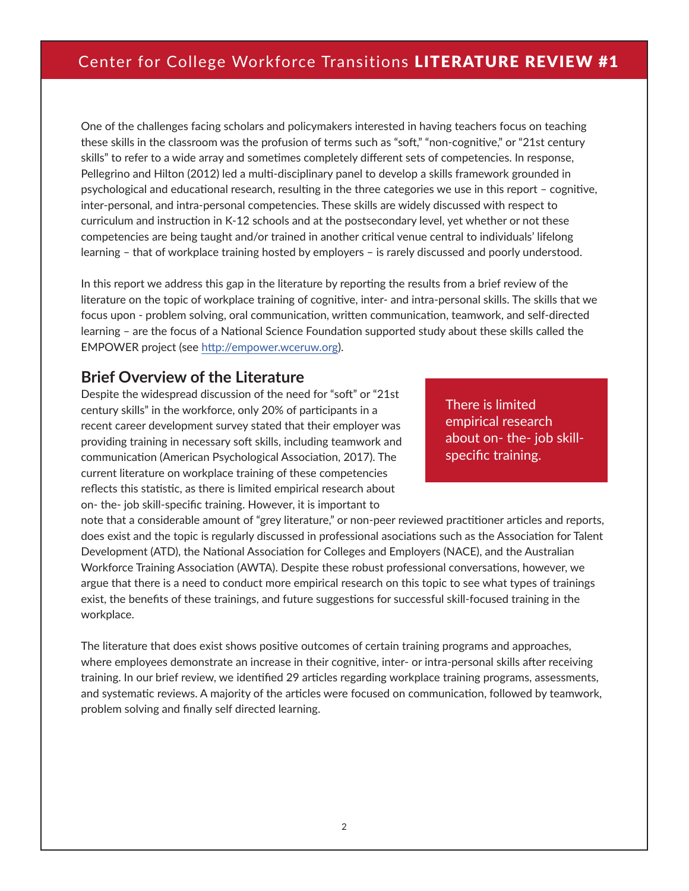One of the challenges facing scholars and policymakers interested in having teachers focus on teaching these skills in the classroom was the profusion of terms such as "soft," "non-cognitive," or "21st century skills" to refer to a wide array and sometimes completely different sets of competencies. In response, Pellegrino and Hilton (2012) led a multi-disciplinary panel to develop a skills framework grounded in psychological and educational research, resulting in the three categories we use in this report – cognitive, inter-personal, and intra-personal competencies. These skills are widely discussed with respect to curriculum and instruction in K-12 schools and at the postsecondary level, yet whether or not these competencies are being taught and/or trained in another critical venue central to individuals' lifelong learning – that of workplace training hosted by employers – is rarely discussed and poorly understood.

In this report we address this gap in the literature by reporting the results from a brief review of the literature on the topic of workplace training of cognitive, inter- and intra-personal skills. The skills that we focus upon - problem solving, oral communication, written communication, teamwork, and self-directed learning – are the focus of a National Science Foundation supported study about these skills called the EMPOWER project (see http://empower.wceruw.org).

## Brief Overview of the Literature

Despite the widespread discussion of the need for "soft" or "21st century skills" in the workforce, only 20% of participants in a recent career development survey stated that their employer was providing training in necessary soft skills, including teamwork and communication (American Psychological Association, 2017). The current literature on workplace training of these competencies reflects this statistic, as there is limited empirical research about on- the- job skill-specific training. However, it is important to note that a considerable amount of "grey literature," or non-peer reviewed practitioner articles and reports, does exist and the topic is regularly discussed in professional associations such as the Association for Talent Development (ATD), the National Association for Colleges and Employers (NACE), and the Australian Workforce Training Association (AWTA). Despite these robust professional conversations, however, we argue that there is a need to conduct more empirical research on this topic to see what types of trainings exist, the benefits of these trainings, and future suggestions for successful skill-focused training in the workplace.

> There is limited empirical research about on- the- job skill-specific training.

The literature that does exist shows positive outcomes of certain training programs and approaches, where employees demonstrate an increase in their cognitive, inter- or intra-personal skills after receiving training. In our brief review, we identified 29 articles regarding workplace training programs, assessments, and systematic reviews. A majority of the articles were focused on communication, followed by teamwork, problem solving and finally self directed learning.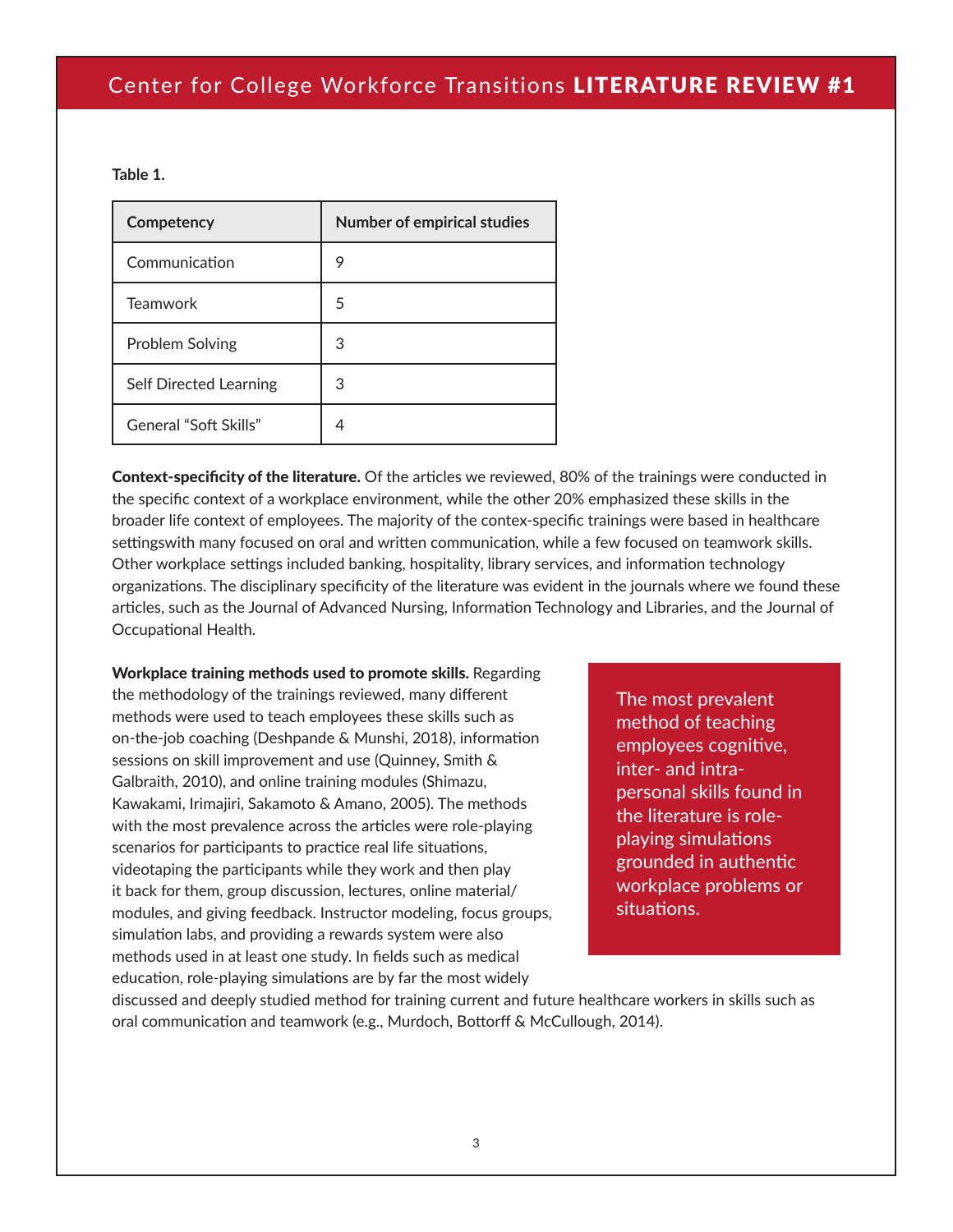**Table 1.**

| Competency | Number of empirical studies |
| --- | --- |
| Communication | 9 |
| Teamwork | 5 |
| Problem Solving | 3 |
| Self Directed Learning | 3 |
| General "Soft Skills" | 4 |

**Context-specificity of the literature.** Of the articles we reviewed, 80% of the trainings were conducted in the specific context of a workplace environment, while the other 20% emphasized these skills in the broader life context of employees. The majority of the contex-specific trainings were based in healthcare settingswith many focused on oral and written communication, while a few focused on teamwork skills. Other workplace settings included banking, hospitality, library services, and information technology organizations. The disciplinary specificity of the literature was evident in the journals where we found these articles, such as the Journal of Advanced Nursing, Information Technology and Libraries, and the Journal of Occupational Health.

**Workplace training methods used to promote skills.** Regarding the methodology of the trainings reviewed, many different methods were used to teach employees these skills such as on-the-job coaching (Deshpande & Munshi, 2018), information sessions on skill improvement and use (Quinney, Smith & Galbraith, 2010), and online training modules (Shimazu, Kawakami, Irimajiri, Sakamoto & Amano, 2005). The methods with the most prevalence across the articles were role-playing scenarios for participants to practice real life situations, videotaping the participants while they work and then play it back for them, group discussion, lectures, online material/ modules, and giving feedback. Instructor modeling, focus groups, simulation labs, and providing a rewards system were also methods used in at least one study. In fields such as medical education, role-playing simulations are by far the most widely discussed and deeply studied method for training current and future healthcare workers in skills such as oral communication and teamwork (e.g., Murdoch, Bottorff & McCullough, 2014).

> The most prevalent method of teaching employees cognitive, inter- and intra-personal skills found in the literature is role-playing simulations grounded in authentic workplace problems or situations.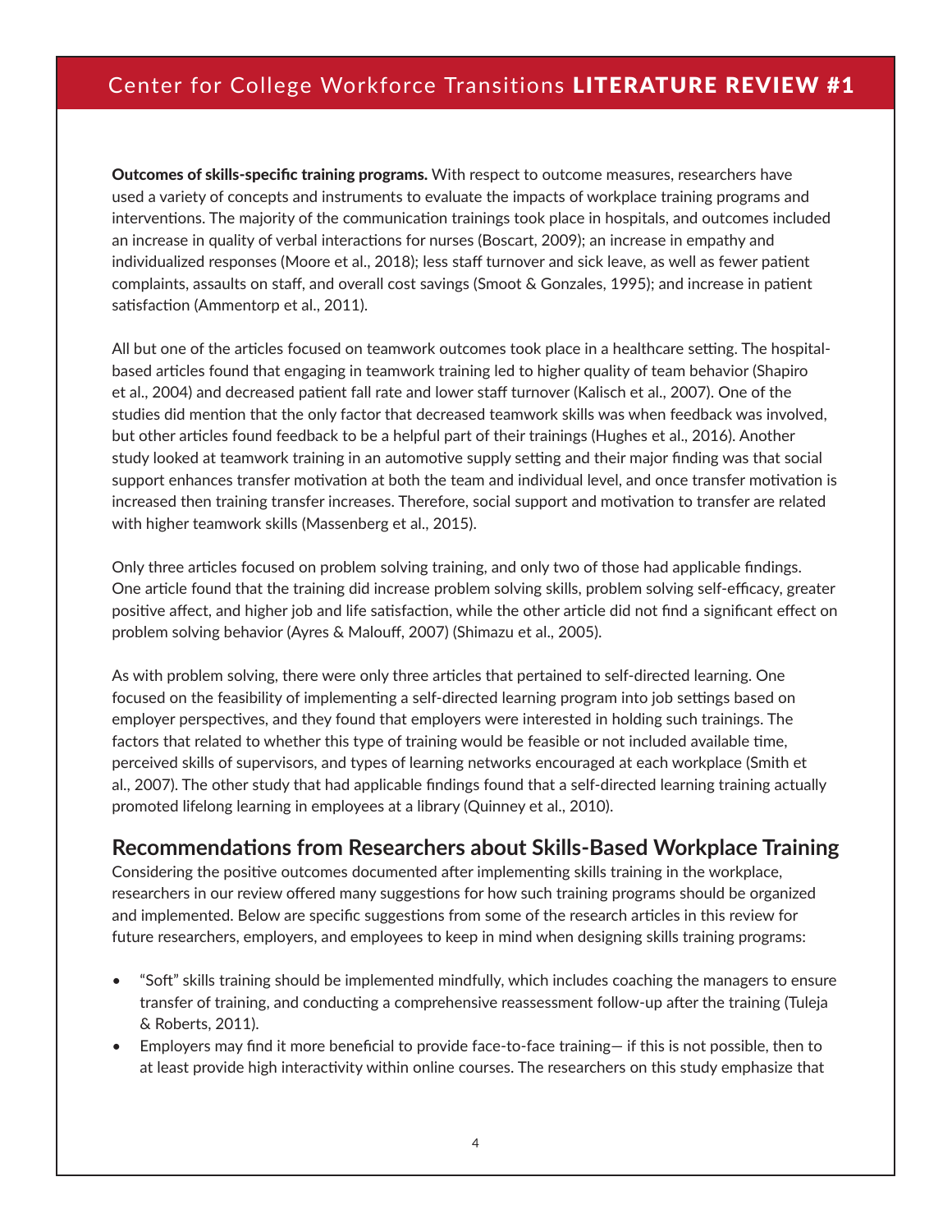**Outcomes of skills-specific training programs.** With respect to outcome measures, researchers have used a variety of concepts and instruments to evaluate the impacts of workplace training programs and interventions. The majority of the communication trainings took place in hospitals, and outcomes included an increase in quality of verbal interactions for nurses (Boscart, 2009); an increase in empathy and individualized responses (Moore et al., 2018); less staff turnover and sick leave, as well as fewer patient complaints, assaults on staff, and overall cost savings (Smoot & Gonzales, 1995); and increase in patient satisfaction (Ammentorp et al., 2011).

All but one of the articles focused on teamwork outcomes took place in a healthcare setting. The hospital-based articles found that engaging in teamwork training led to higher quality of team behavior (Shapiro et al., 2004) and decreased patient fall rate and lower staff turnover (Kalisch et al., 2007). One of the studies did mention that the only factor that decreased teamwork skills was when feedback was involved, but other articles found feedback to be a helpful part of their trainings (Hughes et al., 2016). Another study looked at teamwork training in an automotive supply setting and their major finding was that social support enhances transfer motivation at both the team and individual level, and once transfer motivation is increased then training transfer increases. Therefore, social support and motivation to transfer are related with higher teamwork skills (Massenberg et al., 2015).

Only three articles focused on problem solving training, and only two of those had applicable findings. One article found that the training did increase problem solving skills, problem solving self-efficacy, greater positive affect, and higher job and life satisfaction, while the other article did not find a significant effect on problem solving behavior (Ayres & Malouff, 2007) (Shimazu et al., 2005).

As with problem solving, there were only three articles that pertained to self-directed learning. One focused on the feasibility of implementing a self-directed learning program into job settings based on employer perspectives, and they found that employers were interested in holding such trainings. The factors that related to whether this type of training would be feasible or not included available time, perceived skills of supervisors, and types of learning networks encouraged at each workplace (Smith et al., 2007). The other study that had applicable findings found that a self-directed learning training actually promoted lifelong learning in employees at a library (Quinney et al., 2010).

## Recommendations from Researchers about Skills-Based Workplace Training

Considering the positive outcomes documented after implementing skills training in the workplace, researchers in our review offered many suggestions for how such training programs should be organized and implemented. Below are specific suggestions from some of the research articles in this review for future researchers, employers, and employees to keep in mind when designing skills training programs:

- "Soft" skills training should be implemented mindfully, which includes coaching the managers to ensure transfer of training, and conducting a comprehensive reassessment follow-up after the training (Tuleja & Roberts, 2011).
- Employers may find it more beneficial to provide face-to-face training— if this is not possible, then to at least provide high interactivity within online courses. The researchers on this study emphasize that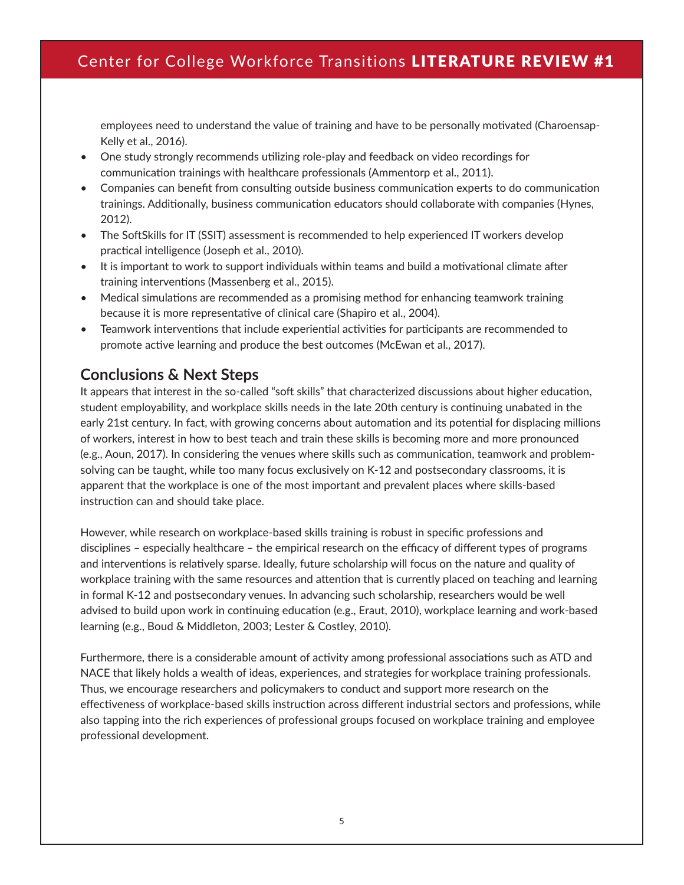employees need to understand the value of training and have to be personally motivated (Charoensap-Kelly et al., 2016).

- One study strongly recommends utilizing role-play and feedback on video recordings for communication trainings with healthcare professionals (Ammentorp et al., 2011).
- Companies can benefit from consulting outside business communication experts to do communication trainings. Additionally, business communication educators should collaborate with companies (Hynes, 2012).
- The SoftSkills for IT (SSIT) assessment is recommended to help experienced IT workers develop practical intelligence (Joseph et al., 2010).
- It is important to work to support individuals within teams and build a motivational climate after training interventions (Massenberg et al., 2015).
- Medical simulations are recommended as a promising method for enhancing teamwork training because it is more representative of clinical care (Shapiro et al., 2004).
- Teamwork interventions that include experiential activities for participants are recommended to promote active learning and produce the best outcomes (McEwan et al., 2017).

## Conclusions & Next Steps

It appears that interest in the so-called "soft skills" that characterized discussions about higher education, student employability, and workplace skills needs in the late 20th century is continuing unabated in the early 21st century. In fact, with growing concerns about automation and its potential for displacing millions of workers, interest in how to best teach and train these skills is becoming more and more pronounced (e.g., Aoun, 2017). In considering the venues where skills such as communication, teamwork and problem-solving can be taught, while too many focus exclusively on K-12 and postsecondary classrooms, it is apparent that the workplace is one of the most important and prevalent places where skills-based instruction can and should take place.

However, while research on workplace-based skills training is robust in specific professions and disciplines – especially healthcare – the empirical research on the efficacy of different types of programs and interventions is relatively sparse. Ideally, future scholarship will focus on the nature and quality of workplace training with the same resources and attention that is currently placed on teaching and learning in formal K-12 and postsecondary venues. In advancing such scholarship, researchers would be well advised to build upon work in continuing education (e.g., Eraut, 2010), workplace learning and work-based learning (e.g., Boud & Middleton, 2003; Lester & Costley, 2010).

Furthermore, there is a considerable amount of activity among professional associations such as ATD and NACE that likely holds a wealth of ideas, experiences, and strategies for workplace training professionals. Thus, we encourage researchers and policymakers to conduct and support more research on the effectiveness of workplace-based skills instruction across different industrial sectors and professions, while also tapping into the rich experiences of professional groups focused on workplace training and employee professional development.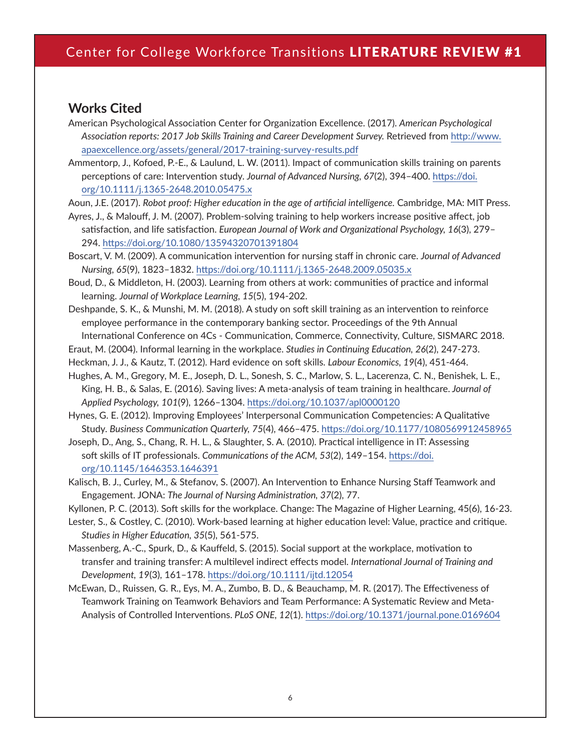## Works Cited

American Psychological Association Center for Organization Excellence. (2017). *American Psychological Association reports: 2017 Job Skills Training and Career Development Survey.* Retrieved from http://www.apaexcellence.org/assets/general/2017-training-survey-results.pdf

Ammentorp, J., Kofoed, P.-E., & Laulund, L. W. (2011). Impact of communication skills training on parents perceptions of care: Intervention study. *Journal of Advanced Nursing, 67*(2), 394–400. https://doi.org/10.1111/j.1365-2648.2010.05475.x

Aoun, J.E. (2017). *Robot proof: Higher education in the age of artificial intelligence.* Cambridge, MA: MIT Press.

Ayres, J., & Malouff, J. M. (2007). Problem-solving training to help workers increase positive affect, job satisfaction, and life satisfaction. *European Journal of Work and Organizational Psychology, 16*(3), 279–294. https://doi.org/10.1080/13594320701391804

Boscart, V. M. (2009). A communication intervention for nursing staff in chronic care. *Journal of Advanced Nursing, 65*(9), 1823–1832. https://doi.org/10.1111/j.1365-2648.2009.05035.x

Boud, D., & Middleton, H. (2003). Learning from others at work: communities of practice and informal learning. *Journal of Workplace Learning, 15*(5), 194-202.

Deshpande, S. K., & Munshi, M. M. (2018). A study on soft skill training as an intervention to reinforce employee performance in the contemporary banking sector. Proceedings of the 9th Annual International Conference on 4Cs - Communication, Commerce, Connectivity, Culture, SISMARC 2018.

Eraut, M. (2004). Informal learning in the workplace. *Studies in Continuing Education, 26*(2), 247-273.

Heckman, J. J., & Kautz, T. (2012). Hard evidence on soft skills. *Labour Economics, 19*(4), 451-464.

Hughes, A. M., Gregory, M. E., Joseph, D. L., Sonesh, S. C., Marlow, S. L., Lacerenza, C. N., Benishek, L. E., King, H. B., & Salas, E. (2016). Saving lives: A meta-analysis of team training in healthcare. *Journal of Applied Psychology, 101*(9), 1266–1304. https://doi.org/10.1037/apl0000120

Hynes, G. E. (2012). Improving Employees' Interpersonal Communication Competencies: A Qualitative Study. *Business Communication Quarterly, 75*(4), 466–475. https://doi.org/10.1177/1080569912458965

Joseph, D., Ang, S., Chang, R. H. L., & Slaughter, S. A. (2010). Practical intelligence in IT: Assessing soft skills of IT professionals. *Communications of the ACM, 53*(2), 149–154. https://doi.org/10.1145/1646353.1646391

Kalisch, B. J., Curley, M., & Stefanov, S. (2007). An Intervention to Enhance Nursing Staff Teamwork and Engagement. JONA: *The Journal of Nursing Administration, 37*(2), 77.

Kyllonen, P. C. (2013). Soft skills for the workplace. Change: The Magazine of Higher Learning, 45(6), 16-23.

Lester, S., & Costley, C. (2010). Work-based learning at higher education level: Value, practice and critique. *Studies in Higher Education, 35*(5), 561-575.

Massenberg, A.-C., Spurk, D., & Kauffeld, S. (2015). Social support at the workplace, motivation to transfer and training transfer: A multilevel indirect effects model. *International Journal of Training and Development, 19*(3), 161–178. https://doi.org/10.1111/ijtd.12054

McEwan, D., Ruissen, G. R., Eys, M. A., Zumbo, B. D., & Beauchamp, M. R. (2017). The Effectiveness of Teamwork Training on Teamwork Behaviors and Team Performance: A Systematic Review and Meta-Analysis of Controlled Interventions. *PLoS ONE, 12*(1). https://doi.org/10.1371/journal.pone.0169604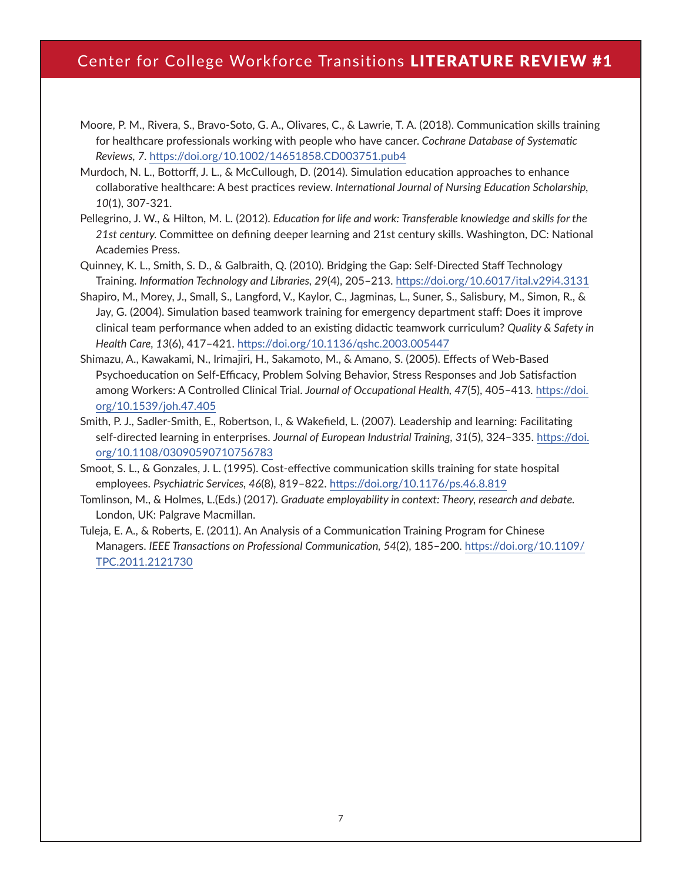Moore, P. M., Rivera, S., Bravo-Soto, G. A., Olivares, C., & Lawrie, T. A. (2018). Communication skills training for healthcare professionals working with people who have cancer. *Cochrane Database of Systematic Reviews, 7*. https://doi.org/10.1002/14651858.CD003751.pub4

Murdoch, N. L., Bottorff, J. L., & McCullough, D. (2014). Simulation education approaches to enhance collaborative healthcare: A best practices review. *International Journal of Nursing Education Scholarship, 10*(1), 307-321.

Pellegrino, J. W., & Hilton, M. L. (2012). *Education for life and work: Transferable knowledge and skills for the 21st century.* Committee on defining deeper learning and 21st century skills. Washington, DC: National Academies Press.

Quinney, K. L., Smith, S. D., & Galbraith, Q. (2010). Bridging the Gap: Self-Directed Staff Technology Training. *Information Technology and Libraries, 29*(4), 205–213. https://doi.org/10.6017/ital.v29i4.3131

Shapiro, M., Morey, J., Small, S., Langford, V., Kaylor, C., Jagminas, L., Suner, S., Salisbury, M., Simon, R., & Jay, G. (2004). Simulation based teamwork training for emergency department staff: Does it improve clinical team performance when added to an existing didactic teamwork curriculum? *Quality & Safety in Health Care, 13*(6), 417–421. https://doi.org/10.1136/qshc.2003.005447

Shimazu, A., Kawakami, N., Irimajiri, H., Sakamoto, M., & Amano, S. (2005). Effects of Web-Based Psychoeducation on Self-Efficacy, Problem Solving Behavior, Stress Responses and Job Satisfaction among Workers: A Controlled Clinical Trial. *Journal of Occupational Health, 47*(5), 405–413. https://doi.org/10.1539/joh.47.405

Smith, P. J., Sadler-Smith, E., Robertson, I., & Wakefield, L. (2007). Leadership and learning: Facilitating self-directed learning in enterprises. *Journal of European Industrial Training, 31*(5), 324–335. https://doi.org/10.1108/03090590710756783

Smoot, S. L., & Gonzales, J. L. (1995). Cost-effective communication skills training for state hospital employees. *Psychiatric Services, 46*(8), 819–822. https://doi.org/10.1176/ps.46.8.819

Tomlinson, M., & Holmes, L.(Eds.) (2017). *Graduate employability in context: Theory, research and debate.* London, UK: Palgrave Macmillan.

Tuleja, E. A., & Roberts, E. (2011). An Analysis of a Communication Training Program for Chinese Managers. *IEEE Transactions on Professional Communication, 54*(2), 185–200. https://doi.org/10.1109/TPC.2011.2121730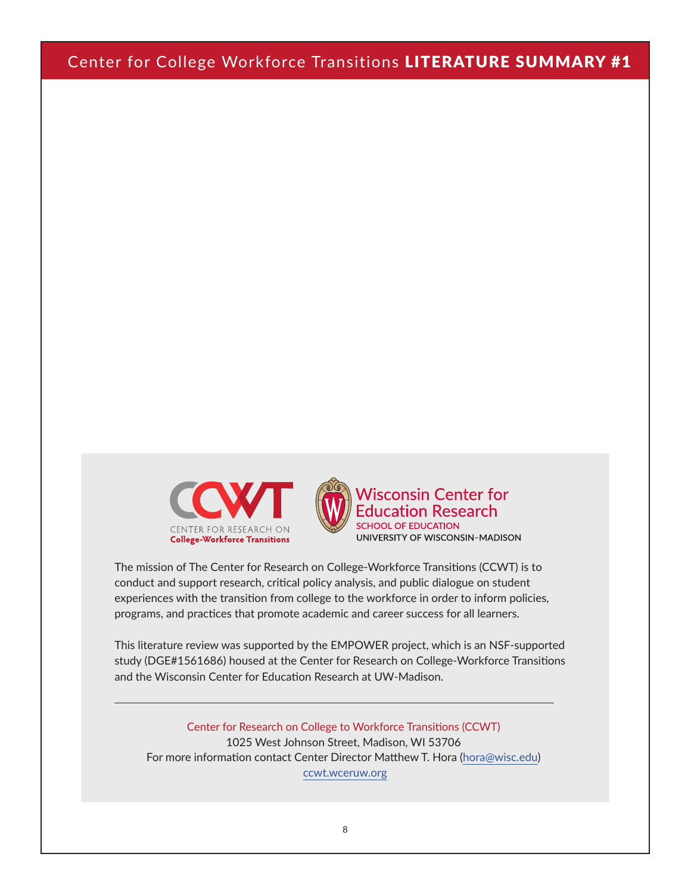The mission of The Center for Research on College-Workforce Transitions (CCWT) is to conduct and support research, critical policy analysis, and public dialogue on student experiences with the transition from college to the workforce in order to inform policies, programs, and practices that promote academic and career success for all learners.

This literature review was supported by the EMPOWER project, which is an NSF-supported study (DGE#1561686) housed at the Center for Research on College-Workforce Transitions and the Wisconsin Center for Education Research at UW-Madison.

---

Center for Research on College to Workforce Transitions (CCWT)
1025 West Johnson Street, Madison, WI 53706
For more information contact Center Director Matthew T. Hora (hora@wisc.edu)
ccwt.wceruw.org